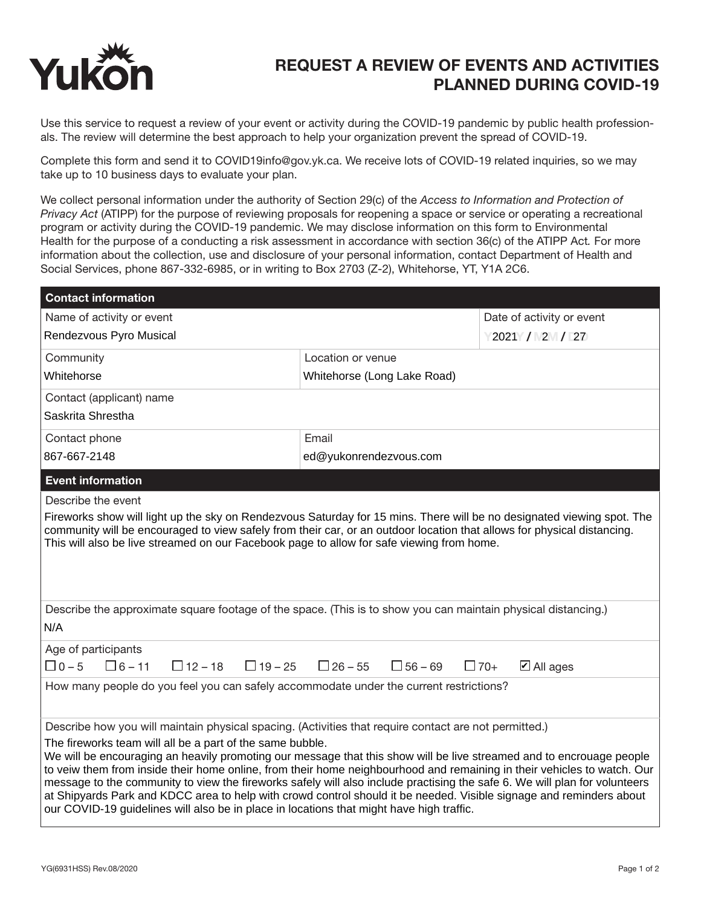Yukon

# REQUEST A REVIEW OF EVENTS AND ACTIVITIES PLANNED DURING COVID-19

Use this service to request a review of your event or activity during the COVID-19 pandemic by public health professionals. The review will determine the best approach to help your organization prevent the spread of COVID-19.

Complete this form and send it to COVID19info@gov.yk.ca. We receive lots of COVID-19 related inquiries, so we may take up to 10 business days to evaluate your plan.

We collect personal information under the authority of Section 29(c) of the *Access to Information and Protection of Privacy Act* (ATIPP) for the purpose of reviewing proposals for reopening a space or service or operating a recreational program or activity during the COVID-19 pandemic. We may disclose information on this form to Environmental Health for the purpose of a conducting a risk assessment in accordance with section 36(c) of the ATIPP Act. For more information about the collection, use and disclosure of your personal information, contact Department of Health and Social Services, phone 867-332-6985, or in writing to Box 2703 (Z-2), Whitehorse, YT, Y1A 2C6.

## Contact information

| Name of activity or event | | Date of activity or event |
|---|---|---|
| Rendezvous Pyro Musical | | 2021 / 2 / 27 |
| **Community** | **Location or venue** | |
| Whitehorse | Whitehorse (Long Lake Road) | |
| **Contact (applicant) name** | | |
| Saskrita Shrestha | | |
| **Contact phone** | **Email** | |
| 867-667-2148 | ed@yukonrendezvous.com | |

## Event information

**Describe the event**

Fireworks show will light up the sky on Rendezvous Saturday for 15 mins. There will be no designated viewing spot. The community will be encouraged to view safely from their car, or an outdoor location that allows for physical distancing. This will also be live streamed on our Facebook page to allow for safe viewing from home.

**Describe the approximate square footage of the space. (This is to show you can maintain physical distancing.)**

N/A

**Age of participants**

☐ 0 – 5 ☐ 6 – 11 ☐ 12 – 18 ☐ 19 – 25 ☐ 26 – 55 ☐ 56 – 69 ☐ 70+ ☑ All ages

**How many people do you feel you can safely accommodate under the current restrictions?**

**Describe how you will maintain physical spacing. (Activities that require contact are not permitted.)**

The fireworks team will all be a part of the same bubble.
We will be encouraging an heavily promoting our message that this show will be live streamed and to encrouage people to veiw them from inside their home online, from their home neighbourhood and remaining in their vehicles to watch. Our message to the community to view the fireworks safely will also include practising the safe 6. We will plan for volunteers at Shipyards Park and KDCC area to help with crowd control should it be needed. Visible signage and reminders about our COVID-19 guidelines will also be in place in locations that might have high traffic.

YG(6931HSS) Rev.08/2020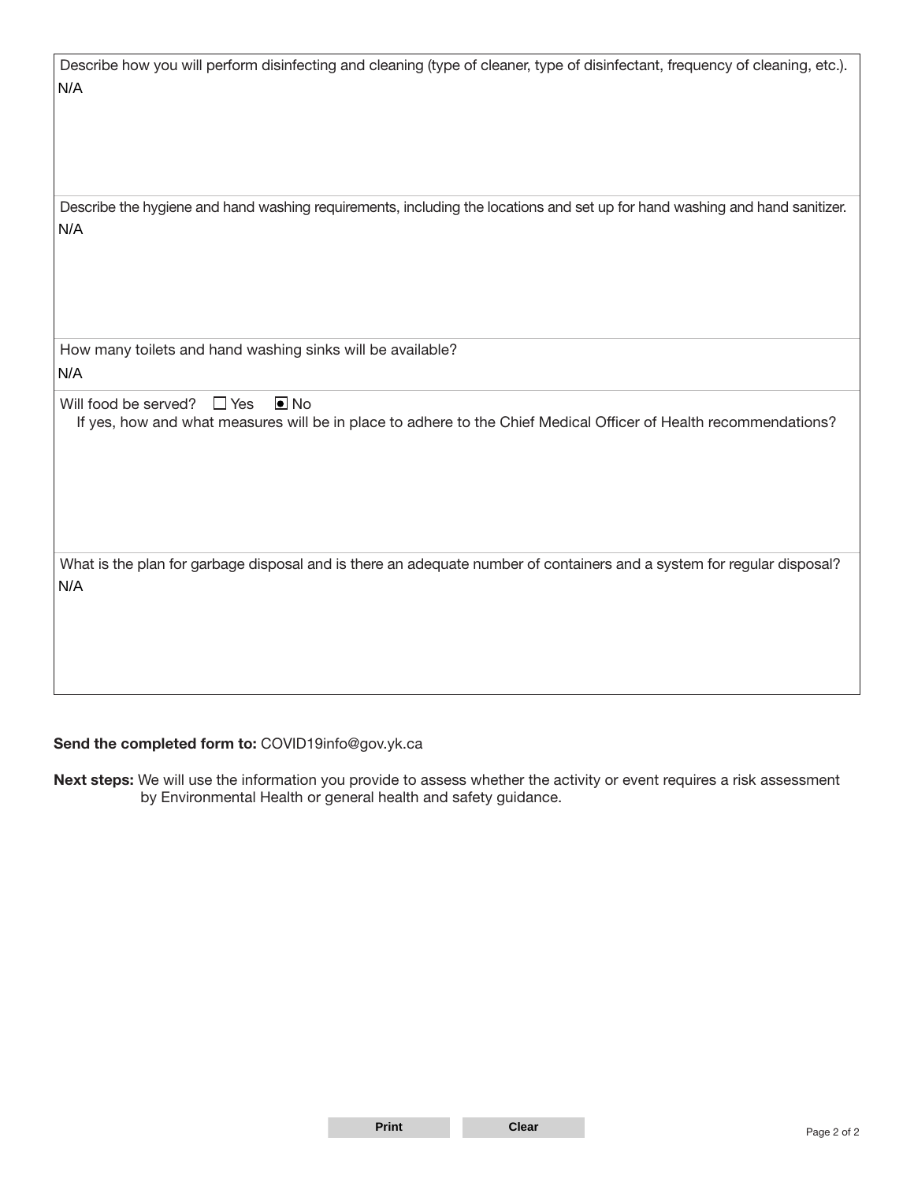Describe how you will perform disinfecting and cleaning (type of cleaner, type of disinfectant, frequency of cleaning, etc.).

N/A

Describe the hygiene and hand washing requirements, including the locations and set up for hand washing and hand sanitizer.

N/A

How many toilets and hand washing sinks will be available?

N/A

Will food be served? ☐ Yes ☒ No

If yes, how and what measures will be in place to adhere to the Chief Medical Officer of Health recommendations?

What is the plan for garbage disposal and is there an adequate number of containers and a system for regular disposal?

N/A

**Send the completed form to:** COVID19info@gov.yk.ca

**Next steps:** We will use the information you provide to assess whether the activity or event requires a risk assessment by Environmental Health or general health and safety guidance.

Print Clear